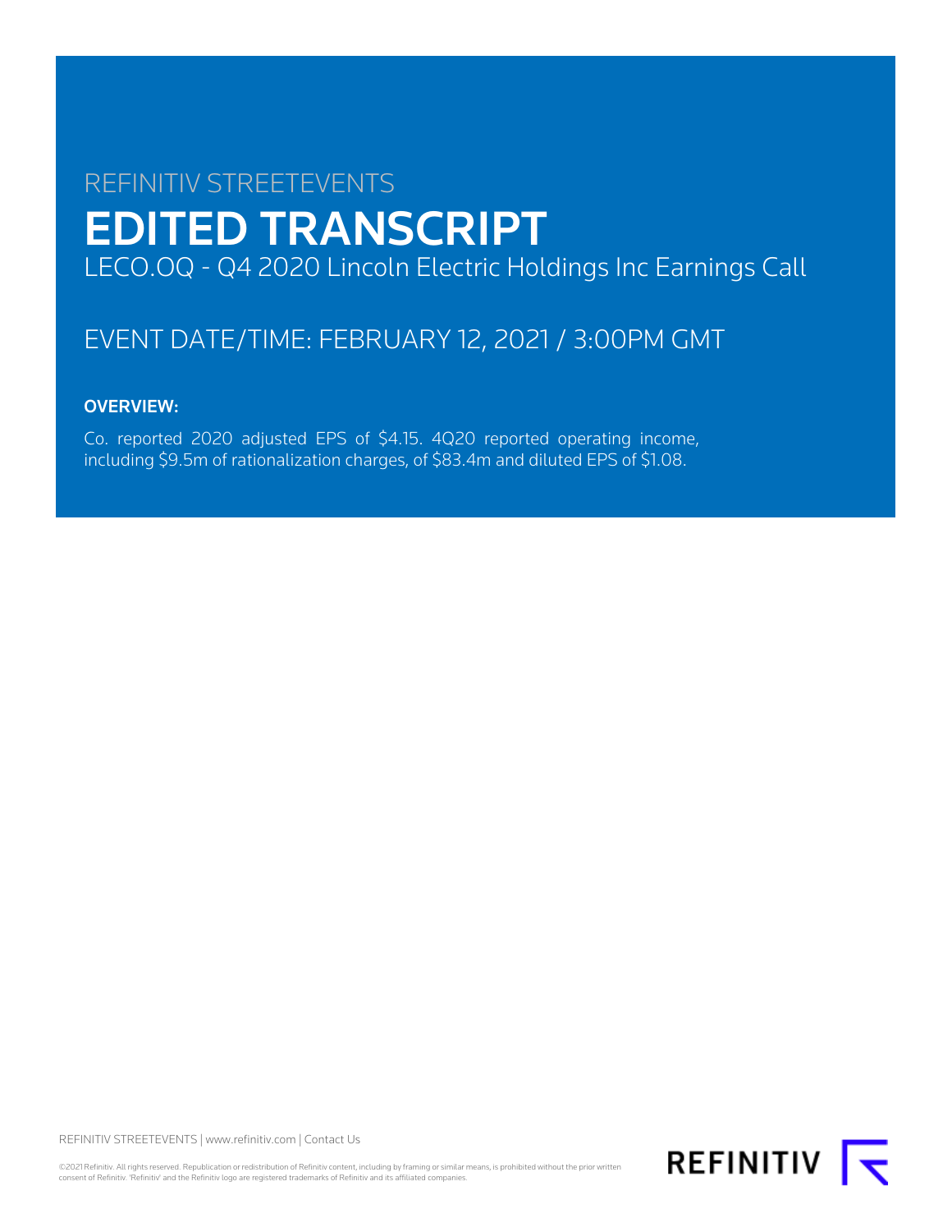REFINITIV STREETEVENTS

# EDITED TRANSCRIPT

LECO.OQ - Q4 2020 Lincoln Electric Holdings Inc Earnings Call

## EVENT DATE/TIME: FEBRUARY 12, 2021 / 3:00PM GMT

**OVERVIEW:**

Co. reported 2020 adjusted EPS of $4.15. 4Q20 reported operating income, including $9.5m of rationalization charges, of $83.4m and diluted EPS of $1.08.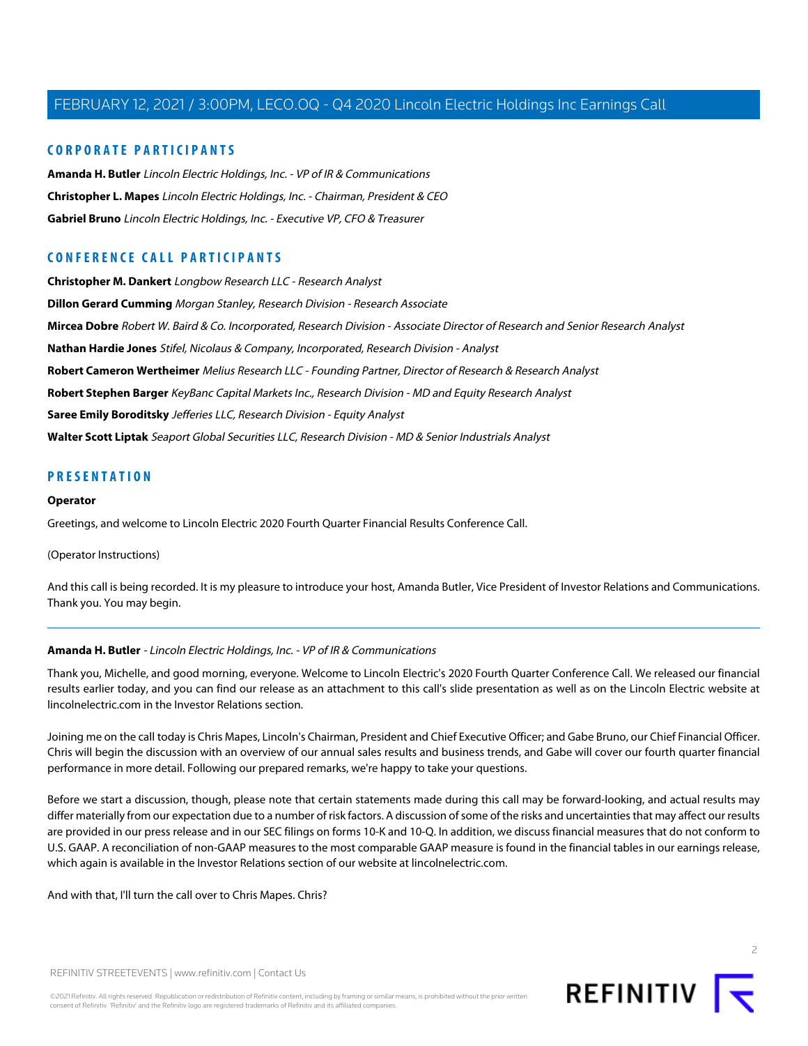## CORPORATE PARTICIPANTS

**Amanda H. Butler** *Lincoln Electric Holdings, Inc. - VP of IR & Communications*

**Christopher L. Mapes** *Lincoln Electric Holdings, Inc. - Chairman, President & CEO*

**Gabriel Bruno** *Lincoln Electric Holdings, Inc. - Executive VP, CFO & Treasurer*

## CONFERENCE CALL PARTICIPANTS

**Christopher M. Dankert** *Longbow Research LLC - Research Analyst*

**Dillon Gerard Cumming** *Morgan Stanley, Research Division - Research Associate*

**Mircea Dobre** *Robert W. Baird & Co. Incorporated, Research Division - Associate Director of Research and Senior Research Analyst*

**Nathan Hardie Jones** *Stifel, Nicolaus & Company, Incorporated, Research Division - Analyst*

**Robert Cameron Wertheimer** *Melius Research LLC - Founding Partner, Director of Research & Research Analyst*

**Robert Stephen Barger** *KeyBanc Capital Markets Inc., Research Division - MD and Equity Research Analyst*

**Saree Emily Boroditsky** *Jefferies LLC, Research Division - Equity Analyst*

**Walter Scott Liptak** *Seaport Global Securities LLC, Research Division - MD & Senior Industrials Analyst*

## PRESENTATION

**Operator**

Greetings, and welcome to Lincoln Electric 2020 Fourth Quarter Financial Results Conference Call.

(Operator Instructions)

And this call is being recorded. It is my pleasure to introduce your host, Amanda Butler, Vice President of Investor Relations and Communications. Thank you. You may begin.

---

**Amanda H. Butler** - *Lincoln Electric Holdings, Inc. - VP of IR & Communications*

Thank you, Michelle, and good morning, everyone. Welcome to Lincoln Electric's 2020 Fourth Quarter Conference Call. We released our financial results earlier today, and you can find our release as an attachment to this call's slide presentation as well as on the Lincoln Electric website at lincolnelectric.com in the Investor Relations section.

Joining me on the call today is Chris Mapes, Lincoln's Chairman, President and Chief Executive Officer; and Gabe Bruno, our Chief Financial Officer. Chris will begin the discussion with an overview of our annual sales results and business trends, and Gabe will cover our fourth quarter financial performance in more detail. Following our prepared remarks, we're happy to take your questions.

Before we start a discussion, though, please note that certain statements made during this call may be forward-looking, and actual results may differ materially from our expectation due to a number of risk factors. A discussion of some of the risks and uncertainties that may affect our results are provided in our press release and in our SEC filings on forms 10-K and 10-Q. In addition, we discuss financial measures that do not conform to U.S. GAAP. A reconciliation of non-GAAP measures to the most comparable GAAP measure is found in the financial tables in our earnings release, which again is available in the Investor Relations section of our website at lincolnelectric.com.

And with that, I'll turn the call over to Chris Mapes. Chris?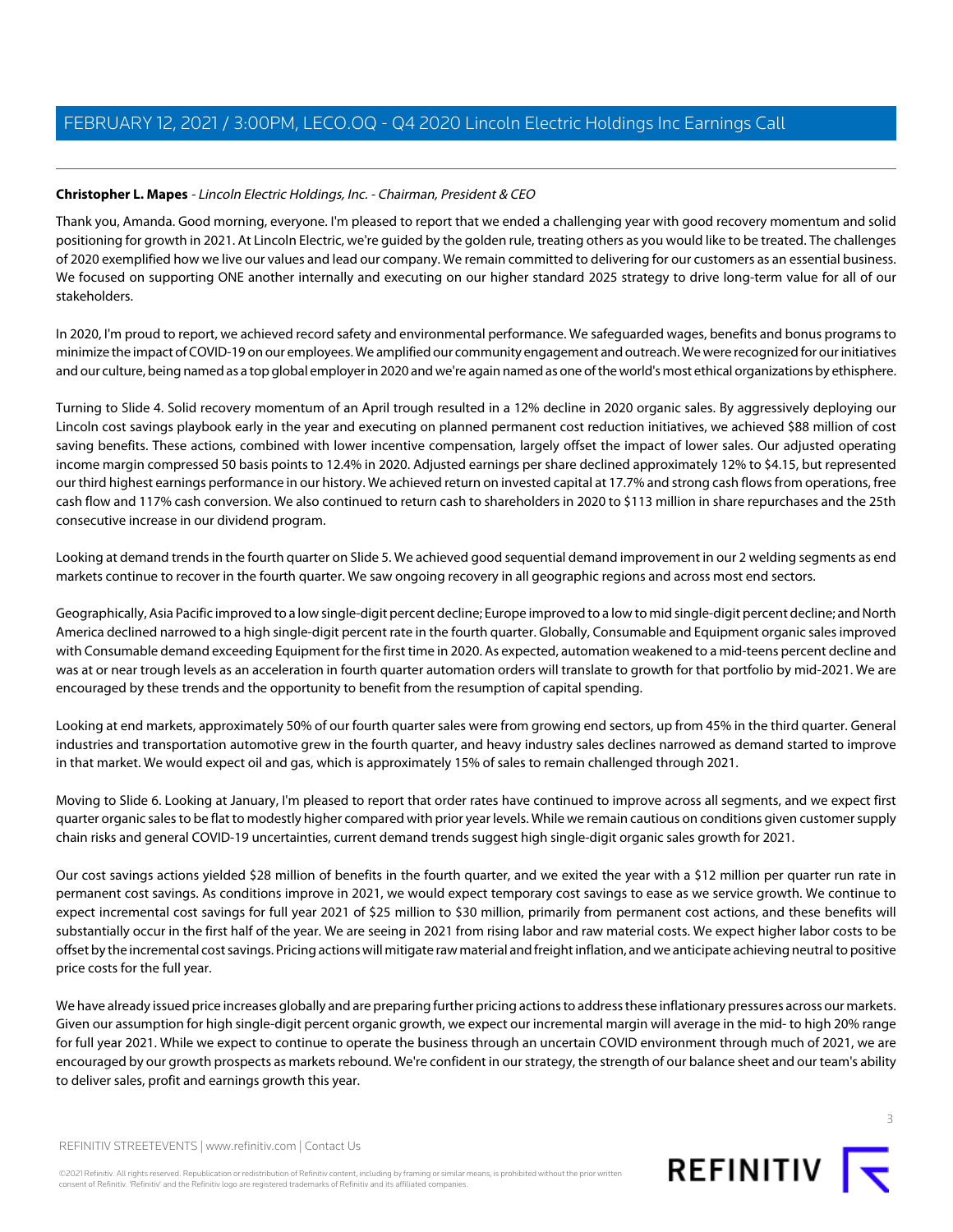**Christopher L. Mapes** - *Lincoln Electric Holdings, Inc. - Chairman, President & CEO*

Thank you, Amanda. Good morning, everyone. I'm pleased to report that we ended a challenging year with good recovery momentum and solid positioning for growth in 2021. At Lincoln Electric, we're guided by the golden rule, treating others as you would like to be treated. The challenges of 2020 exemplified how we live our values and lead our company. We remain committed to delivering for our customers as an essential business. We focused on supporting ONE another internally and executing on our higher standard 2025 strategy to drive long-term value for all of our stakeholders.

In 2020, I'm proud to report, we achieved record safety and environmental performance. We safeguarded wages, benefits and bonus programs to minimize the impact of COVID-19 on our employees. We amplified our community engagement and outreach. We were recognized for our initiatives and our culture, being named as a top global employer in 2020 and we're again named as one of the world's most ethical organizations by ethisphere.

Turning to Slide 4. Solid recovery momentum of an April trough resulted in a 12% decline in 2020 organic sales. By aggressively deploying our Lincoln cost savings playbook early in the year and executing on planned permanent cost reduction initiatives, we achieved $88 million of cost saving benefits. These actions, combined with lower incentive compensation, largely offset the impact of lower sales. Our adjusted operating income margin compressed 50 basis points to 12.4% in 2020. Adjusted earnings per share declined approximately 12% to $4.15, but represented our third highest earnings performance in our history. We achieved return on invested capital at 17.7% and strong cash flows from operations, free cash flow and 117% cash conversion. We also continued to return cash to shareholders in 2020 to $113 million in share repurchases and the 25th consecutive increase in our dividend program.

Looking at demand trends in the fourth quarter on Slide 5. We achieved good sequential demand improvement in our 2 welding segments as end markets continue to recover in the fourth quarter. We saw ongoing recovery in all geographic regions and across most end sectors.

Geographically, Asia Pacific improved to a low single-digit percent decline; Europe improved to a low to mid single-digit percent decline; and North America declined narrowed to a high single-digit percent rate in the fourth quarter. Globally, Consumable and Equipment organic sales improved with Consumable demand exceeding Equipment for the first time in 2020. As expected, automation weakened to a mid-teens percent decline and was at or near trough levels as an acceleration in fourth quarter automation orders will translate to growth for that portfolio by mid-2021. We are encouraged by these trends and the opportunity to benefit from the resumption of capital spending.

Looking at end markets, approximately 50% of our fourth quarter sales were from growing end sectors, up from 45% in the third quarter. General industries and transportation automotive grew in the fourth quarter, and heavy industry sales declines narrowed as demand started to improve in that market. We would expect oil and gas, which is approximately 15% of sales to remain challenged through 2021.

Moving to Slide 6. Looking at January, I'm pleased to report that order rates have continued to improve across all segments, and we expect first quarter organic sales to be flat to modestly higher compared with prior year levels. While we remain cautious on conditions given customer supply chain risks and general COVID-19 uncertainties, current demand trends suggest high single-digit organic sales growth for 2021.

Our cost savings actions yielded $28 million of benefits in the fourth quarter, and we exited the year with a $12 million per quarter run rate in permanent cost savings. As conditions improve in 2021, we would expect temporary cost savings to ease as we service growth. We continue to expect incremental cost savings for full year 2021 of $25 million to $30 million, primarily from permanent cost actions, and these benefits will substantially occur in the first half of the year. We are seeing in 2021 from rising labor and raw material costs. We expect higher labor costs to be offset by the incremental cost savings. Pricing actions will mitigate raw material and freight inflation, and we anticipate achieving neutral to positive price costs for the full year.

We have already issued price increases globally and are preparing further pricing actions to address these inflationary pressures across our markets. Given our assumption for high single-digit percent organic growth, we expect our incremental margin will average in the mid- to high 20% range for full year 2021. While we expect to continue to operate the business through an uncertain COVID environment through much of 2021, we are encouraged by our growth prospects as markets rebound. We're confident in our strategy, the strength of our balance sheet and our team's ability to deliver sales, profit and earnings growth this year.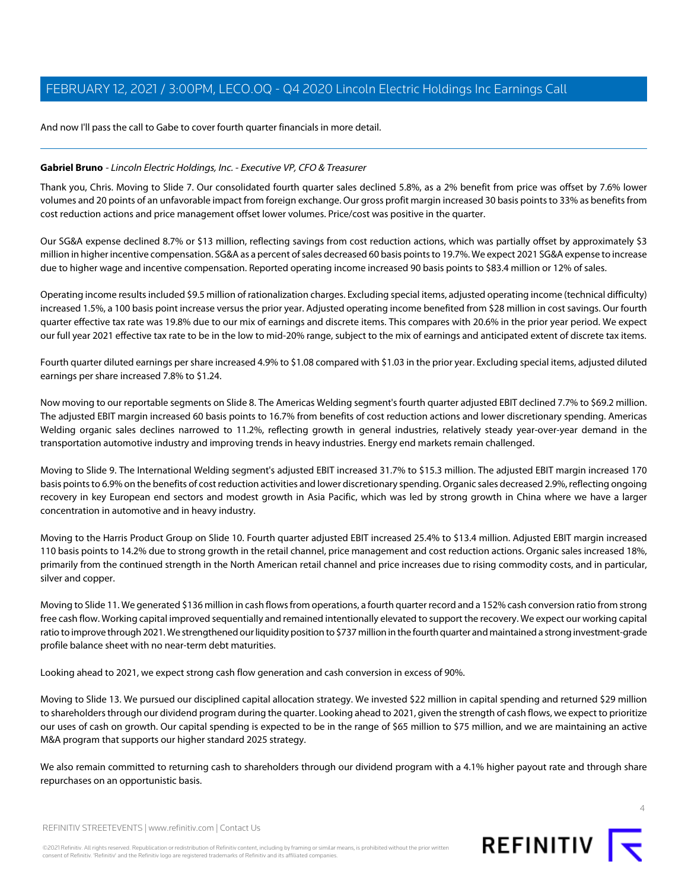And now I'll pass the call to Gabe to cover fourth quarter financials in more detail.

---

**Gabriel Bruno** - *Lincoln Electric Holdings, Inc. - Executive VP, CFO & Treasurer*

Thank you, Chris. Moving to Slide 7. Our consolidated fourth quarter sales declined 5.8%, as a 2% benefit from price was offset by 7.6% lower volumes and 20 points of an unfavorable impact from foreign exchange. Our gross profit margin increased 30 basis points to 33% as benefits from cost reduction actions and price management offset lower volumes. Price/cost was positive in the quarter.

Our SG&A expense declined 8.7% or $13 million, reflecting savings from cost reduction actions, which was partially offset by approximately $3 million in higher incentive compensation. SG&A as a percent of sales decreased 60 basis points to 19.7%. We expect 2021 SG&A expense to increase due to higher wage and incentive compensation. Reported operating income increased 90 basis points to $83.4 million or 12% of sales.

Operating income results included $9.5 million of rationalization charges. Excluding special items, adjusted operating income (technical difficulty) increased 1.5%, a 100 basis point increase versus the prior year. Adjusted operating income benefited from $28 million in cost savings. Our fourth quarter effective tax rate was 19.8% due to our mix of earnings and discrete items. This compares with 20.6% in the prior year period. We expect our full year 2021 effective tax rate to be in the low to mid-20% range, subject to the mix of earnings and anticipated extent of discrete tax items.

Fourth quarter diluted earnings per share increased 4.9% to $1.08 compared with $1.03 in the prior year. Excluding special items, adjusted diluted earnings per share increased 7.8% to $1.24.

Now moving to our reportable segments on Slide 8. The Americas Welding segment's fourth quarter adjusted EBIT declined 7.7% to $69.2 million. The adjusted EBIT margin increased 60 basis points to 16.7% from benefits of cost reduction actions and lower discretionary spending. Americas Welding organic sales declines narrowed to 11.2%, reflecting growth in general industries, relatively steady year-over-year demand in the transportation automotive industry and improving trends in heavy industries. Energy end markets remain challenged.

Moving to Slide 9. The International Welding segment's adjusted EBIT increased 31.7% to $15.3 million. The adjusted EBIT margin increased 170 basis points to 6.9% on the benefits of cost reduction activities and lower discretionary spending. Organic sales decreased 2.9%, reflecting ongoing recovery in key European end sectors and modest growth in Asia Pacific, which was led by strong growth in China where we have a larger concentration in automotive and in heavy industry.

Moving to the Harris Product Group on Slide 10. Fourth quarter adjusted EBIT increased 25.4% to $13.4 million. Adjusted EBIT margin increased 110 basis points to 14.2% due to strong growth in the retail channel, price management and cost reduction actions. Organic sales increased 18%, primarily from the continued strength in the North American retail channel and price increases due to rising commodity costs, and in particular, silver and copper.

Moving to Slide 11. We generated $136 million in cash flows from operations, a fourth quarter record and a 152% cash conversion ratio from strong free cash flow. Working capital improved sequentially and remained intentionally elevated to support the recovery. We expect our working capital ratio to improve through 2021. We strengthened our liquidity position to $737 million in the fourth quarter and maintained a strong investment-grade profile balance sheet with no near-term debt maturities.

Looking ahead to 2021, we expect strong cash flow generation and cash conversion in excess of 90%.

Moving to Slide 13. We pursued our disciplined capital allocation strategy. We invested $22 million in capital spending and returned $29 million to shareholders through our dividend program during the quarter. Looking ahead to 2021, given the strength of cash flows, we expect to prioritize our uses of cash on growth. Our capital spending is expected to be in the range of $65 million to $75 million, and we are maintaining an active M&A program that supports our higher standard 2025 strategy.

We also remain committed to returning cash to shareholders through our dividend program with a 4.1% higher payout rate and through share repurchases on an opportunistic basis.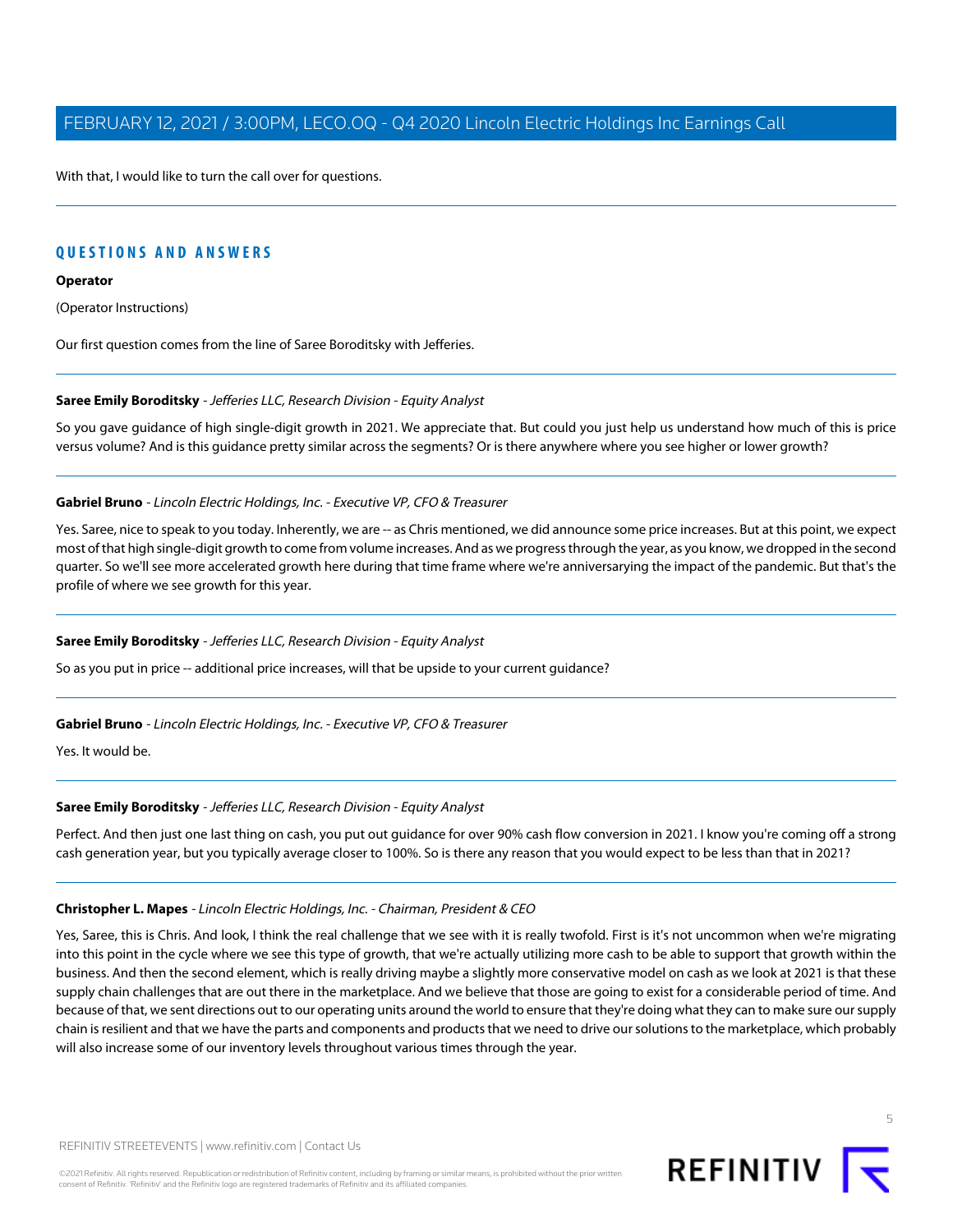With that, I would like to turn the call over for questions.

## QUESTIONS AND ANSWERS

**Operator**

(Operator Instructions)

Our first question comes from the line of Saree Boroditsky with Jefferies.

---

**Saree Emily Boroditsky** - *Jefferies LLC, Research Division - Equity Analyst*

So you gave guidance of high single-digit growth in 2021. We appreciate that. But could you just help us understand how much of this is price versus volume? And is this guidance pretty similar across the segments? Or is there anywhere where you see higher or lower growth?

---

**Gabriel Bruno** - *Lincoln Electric Holdings, Inc. - Executive VP, CFO & Treasurer*

Yes. Saree, nice to speak to you today. Inherently, we are -- as Chris mentioned, we did announce some price increases. But at this point, we expect most of that high single-digit growth to come from volume increases. And as we progress through the year, as you know, we dropped in the second quarter. So we'll see more accelerated growth here during that time frame where we're anniversarying the impact of the pandemic. But that's the profile of where we see growth for this year.

---

**Saree Emily Boroditsky** - *Jefferies LLC, Research Division - Equity Analyst*

So as you put in price -- additional price increases, will that be upside to your current guidance?

---

**Gabriel Bruno** - *Lincoln Electric Holdings, Inc. - Executive VP, CFO & Treasurer*

Yes. It would be.

---

**Saree Emily Boroditsky** - *Jefferies LLC, Research Division - Equity Analyst*

Perfect. And then just one last thing on cash, you put out guidance for over 90% cash flow conversion in 2021. I know you're coming off a strong cash generation year, but you typically average closer to 100%. So is there any reason that you would expect to be less than that in 2021?

---

**Christopher L. Mapes** - *Lincoln Electric Holdings, Inc. - Chairman, President & CEO*

Yes, Saree, this is Chris. And look, I think the real challenge that we see with it is really twofold. First is it's not uncommon when we're migrating into this point in the cycle where we see this type of growth, that we're actually utilizing more cash to be able to support that growth within the business. And then the second element, which is really driving maybe a slightly more conservative model on cash as we look at 2021 is that these supply chain challenges that are out there in the marketplace. And we believe that those are going to exist for a considerable period of time. And because of that, we sent directions out to our operating units around the world to ensure that they're doing what they can to make sure our supply chain is resilient and that we have the parts and components and products that we need to drive our solutions to the marketplace, which probably will also increase some of our inventory levels throughout various times through the year.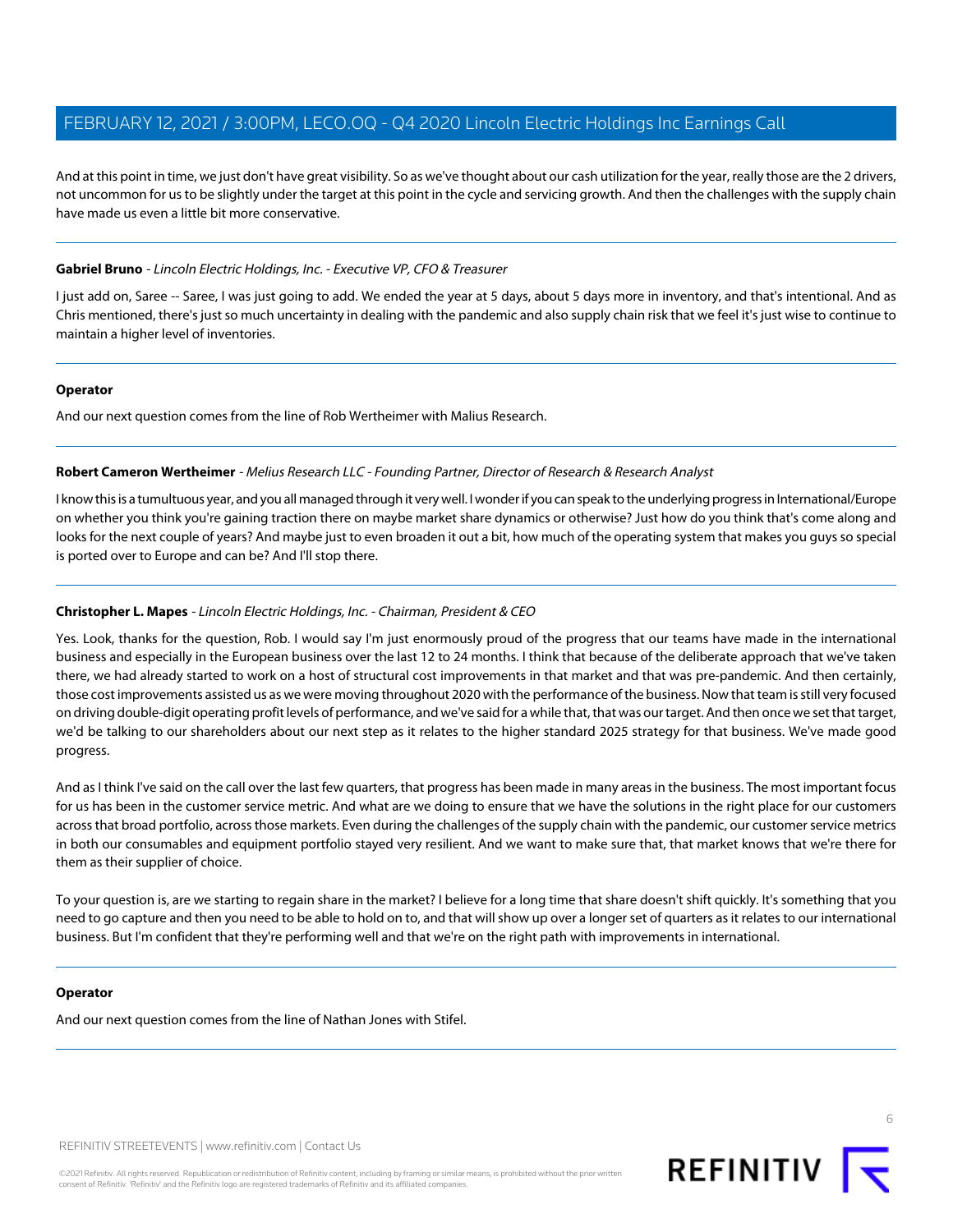And at this point in time, we just don't have great visibility. So as we've thought about our cash utilization for the year, really those are the 2 drivers, not uncommon for us to be slightly under the target at this point in the cycle and servicing growth. And then the challenges with the supply chain have made us even a little bit more conservative.

---

**Gabriel Bruno** - *Lincoln Electric Holdings, Inc. - Executive VP, CFO & Treasurer*

I just add on, Saree -- Saree, I was just going to add. We ended the year at 5 days, about 5 days more in inventory, and that's intentional. And as Chris mentioned, there's just so much uncertainty in dealing with the pandemic and also supply chain risk that we feel it's just wise to continue to maintain a higher level of inventories.

---

**Operator**

And our next question comes from the line of Rob Wertheimer with Malius Research.

---

**Robert Cameron Wertheimer** - *Melius Research LLC - Founding Partner, Director of Research & Research Analyst*

I know this is a tumultuous year, and you all managed through it very well. I wonder if you can speak to the underlying progress in International/Europe on whether you think you're gaining traction there on maybe market share dynamics or otherwise? Just how do you think that's come along and looks for the next couple of years? And maybe just to even broaden it out a bit, how much of the operating system that makes you guys so special is ported over to Europe and can be? And I'll stop there.

---

**Christopher L. Mapes** - *Lincoln Electric Holdings, Inc. - Chairman, President & CEO*

Yes. Look, thanks for the question, Rob. I would say I'm just enormously proud of the progress that our teams have made in the international business and especially in the European business over the last 12 to 24 months. I think that because of the deliberate approach that we've taken there, we had already started to work on a host of structural cost improvements in that market and that was pre-pandemic. And then certainly, those cost improvements assisted us as we were moving throughout 2020 with the performance of the business. Now that team is still very focused on driving double-digit operating profit levels of performance, and we've said for a while that, that was our target. And then once we set that target, we'd be talking to our shareholders about our next step as it relates to the higher standard 2025 strategy for that business. We've made good progress.

And as I think I've said on the call over the last few quarters, that progress has been made in many areas in the business. The most important focus for us has been in the customer service metric. And what are we doing to ensure that we have the solutions in the right place for our customers across that broad portfolio, across those markets. Even during the challenges of the supply chain with the pandemic, our customer service metrics in both our consumables and equipment portfolio stayed very resilient. And we want to make sure that, that market knows that we're there for them as their supplier of choice.

To your question is, are we starting to regain share in the market? I believe for a long time that share doesn't shift quickly. It's something that you need to go capture and then you need to be able to hold on to, and that will show up over a longer set of quarters as it relates to our international business. But I'm confident that they're performing well and that we're on the right path with improvements in international.

---

**Operator**

And our next question comes from the line of Nathan Jones with Stifel.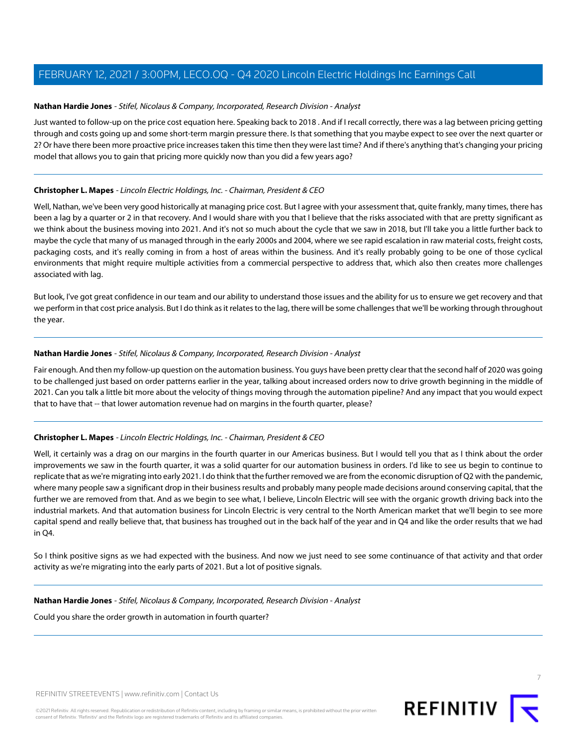**Nathan Hardie Jones** - *Stifel, Nicolaus & Company, Incorporated, Research Division - Analyst*

Just wanted to follow-up on the price cost equation here. Speaking back to 2018 . And if I recall correctly, there was a lag between pricing getting through and costs going up and some short-term margin pressure there. Is that something that you maybe expect to see over the next quarter or 2? Or have there been more proactive price increases taken this time then they were last time? And if there's anything that's changing your pricing model that allows you to gain that pricing more quickly now than you did a few years ago?

---

**Christopher L. Mapes** - *Lincoln Electric Holdings, Inc. - Chairman, President & CEO*

Well, Nathan, we've been very good historically at managing price cost. But I agree with your assessment that, quite frankly, many times, there has been a lag by a quarter or 2 in that recovery. And I would share with you that I believe that the risks associated with that are pretty significant as we think about the business moving into 2021. And it's not so much about the cycle that we saw in 2018, but I'll take you a little further back to maybe the cycle that many of us managed through in the early 2000s and 2004, where we see rapid escalation in raw material costs, freight costs, packaging costs, and it's really coming in from a host of areas within the business. And it's really probably going to be one of those cyclical environments that might require multiple activities from a commercial perspective to address that, which also then creates more challenges associated with lag.

But look, I've got great confidence in our team and our ability to understand those issues and the ability for us to ensure we get recovery and that we perform in that cost price analysis. But I do think as it relates to the lag, there will be some challenges that we'll be working through throughout the year.

---

**Nathan Hardie Jones** - *Stifel, Nicolaus & Company, Incorporated, Research Division - Analyst*

Fair enough. And then my follow-up question on the automation business. You guys have been pretty clear that the second half of 2020 was going to be challenged just based on order patterns earlier in the year, talking about increased orders now to drive growth beginning in the middle of 2021. Can you talk a little bit more about the velocity of things moving through the automation pipeline? And any impact that you would expect that to have that -- that lower automation revenue had on margins in the fourth quarter, please?

---

**Christopher L. Mapes** - *Lincoln Electric Holdings, Inc. - Chairman, President & CEO*

Well, it certainly was a drag on our margins in the fourth quarter in our Americas business. But I would tell you that as I think about the order improvements we saw in the fourth quarter, it was a solid quarter for our automation business in orders. I'd like to see us begin to continue to replicate that as we're migrating into early 2021. I do think that the further removed we are from the economic disruption of Q2 with the pandemic, where many people saw a significant drop in their business results and probably many people made decisions around conserving capital, that the further we are removed from that. And as we begin to see what, I believe, Lincoln Electric will see with the organic growth driving back into the industrial markets. And that automation business for Lincoln Electric is very central to the North American market that we'll begin to see more capital spend and really believe that, that business has troughed out in the back half of the year and in Q4 and like the order results that we had in Q4.

So I think positive signs as we had expected with the business. And now we just need to see some continuance of that activity and that order activity as we're migrating into the early parts of 2021. But a lot of positive signals.

---

**Nathan Hardie Jones** - *Stifel, Nicolaus & Company, Incorporated, Research Division - Analyst*

Could you share the order growth in automation in fourth quarter?

---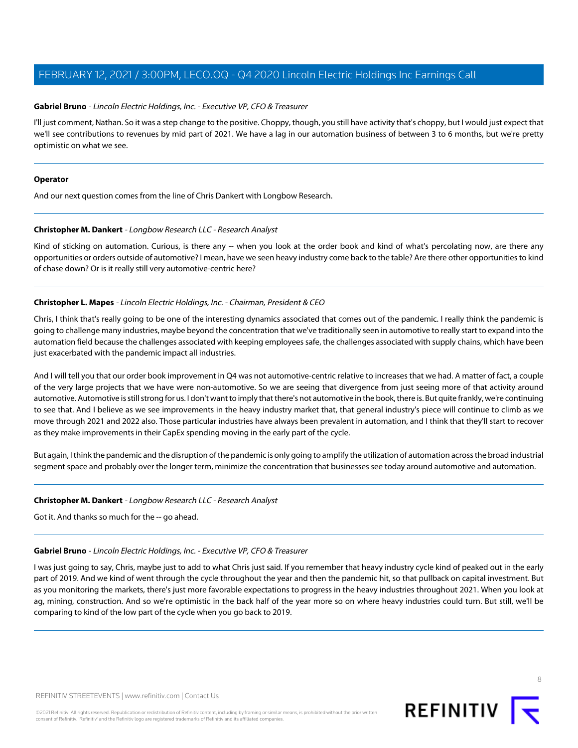**Gabriel Bruno** - *Lincoln Electric Holdings, Inc. - Executive VP, CFO & Treasurer*

I'll just comment, Nathan. So it was a step change to the positive. Choppy, though, you still have activity that's choppy, but I would just expect that we'll see contributions to revenues by mid part of 2021. We have a lag in our automation business of between 3 to 6 months, but we're pretty optimistic on what we see.

---

**Operator**

And our next question comes from the line of Chris Dankert with Longbow Research.

---

**Christopher M. Dankert** - *Longbow Research LLC - Research Analyst*

Kind of sticking on automation. Curious, is there any -- when you look at the order book and kind of what's percolating now, are there any opportunities or orders outside of automotive? I mean, have we seen heavy industry come back to the table? Are there other opportunities to kind of chase down? Or is it really still very automotive-centric here?

---

**Christopher L. Mapes** - *Lincoln Electric Holdings, Inc. - Chairman, President & CEO*

Chris, I think that's really going to be one of the interesting dynamics associated that comes out of the pandemic. I really think the pandemic is going to challenge many industries, maybe beyond the concentration that we've traditionally seen in automotive to really start to expand into the automation field because the challenges associated with keeping employees safe, the challenges associated with supply chains, which have been just exacerbated with the pandemic impact all industries.

And I will tell you that our order book improvement in Q4 was not automotive-centric relative to increases that we had. A matter of fact, a couple of the very large projects that we have were non-automotive. So we are seeing that divergence from just seeing more of that activity around automotive. Automotive is still strong for us. I don't want to imply that there's not automotive in the book, there is. But quite frankly, we're continuing to see that. And I believe as we see improvements in the heavy industry market that, that general industry's piece will continue to climb as we move through 2021 and 2022 also. Those particular industries have always been prevalent in automation, and I think that they'll start to recover as they make improvements in their CapEx spending moving in the early part of the cycle.

But again, I think the pandemic and the disruption of the pandemic is only going to amplify the utilization of automation across the broad industrial segment space and probably over the longer term, minimize the concentration that businesses see today around automotive and automation.

---

**Christopher M. Dankert** - *Longbow Research LLC - Research Analyst*

Got it. And thanks so much for the -- go ahead.

---

**Gabriel Bruno** - *Lincoln Electric Holdings, Inc. - Executive VP, CFO & Treasurer*

I was just going to say, Chris, maybe just to add to what Chris just said. If you remember that heavy industry cycle kind of peaked out in the early part of 2019. And we kind of went through the cycle throughout the year and then the pandemic hit, so that pullback on capital investment. But as you monitoring the markets, there's just more favorable expectations to progress in the heavy industries throughout 2021. When you look at ag, mining, construction. And so we're optimistic in the back half of the year more so on where heavy industries could turn. But still, we'll be comparing to kind of the low part of the cycle when you go back to 2019.

---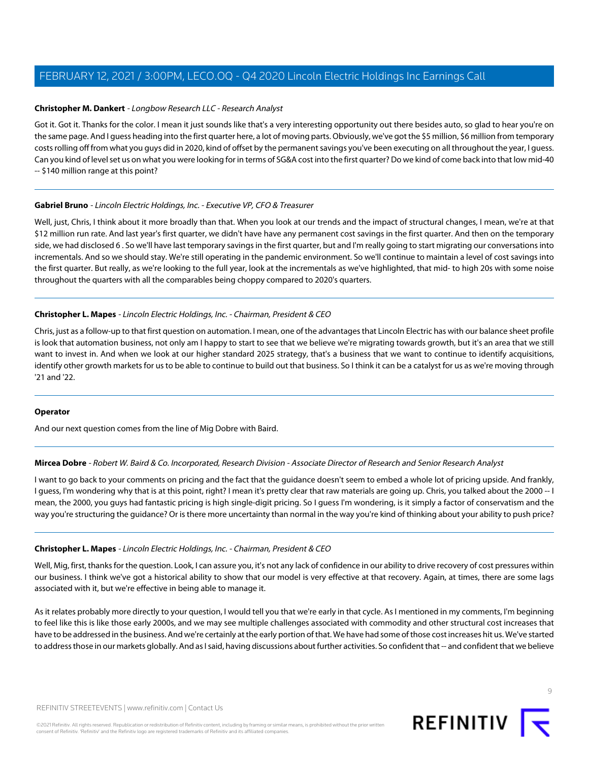**Christopher M. Dankert** - *Longbow Research LLC - Research Analyst*

Got it. Got it. Thanks for the color. I mean it just sounds like that's a very interesting opportunity out there besides auto, so glad to hear you're on the same page. And I guess heading into the first quarter here, a lot of moving parts. Obviously, we've got the $5 million, $6 million from temporary costs rolling off from what you guys did in 2020, kind of offset by the permanent savings you've been executing on all throughout the year, I guess. Can you kind of level set us on what you were looking for in terms of SG&A cost into the first quarter? Do we kind of come back into that low mid-40 -- $140 million range at this point?

---

**Gabriel Bruno** - *Lincoln Electric Holdings, Inc. - Executive VP, CFO & Treasurer*

Well, just, Chris, I think about it more broadly than that. When you look at our trends and the impact of structural changes, I mean, we're at that $12 million run rate. And last year's first quarter, we didn't have have any permanent cost savings in the first quarter. And then on the temporary side, we had disclosed 6 . So we'll have last temporary savings in the first quarter, but and I'm really going to start migrating our conversations into incrementals. And so we should stay. We're still operating in the pandemic environment. So we'll continue to maintain a level of cost savings into the first quarter. But really, as we're looking to the full year, look at the incrementals as we've highlighted, that mid- to high 20s with some noise throughout the quarters with all the comparables being choppy compared to 2020's quarters.

---

**Christopher L. Mapes** - *Lincoln Electric Holdings, Inc. - Chairman, President & CEO*

Chris, just as a follow-up to that first question on automation. I mean, one of the advantages that Lincoln Electric has with our balance sheet profile is look that automation business, not only am I happy to start to see that we believe we're migrating towards growth, but it's an area that we still want to invest in. And when we look at our higher standard 2025 strategy, that's a business that we want to continue to identify acquisitions, identify other growth markets for us to be able to continue to build out that business. So I think it can be a catalyst for us as we're moving through '21 and '22.

---

**Operator**

And our next question comes from the line of Mig Dobre with Baird.

---

**Mircea Dobre** - *Robert W. Baird & Co. Incorporated, Research Division - Associate Director of Research and Senior Research Analyst*

I want to go back to your comments on pricing and the fact that the guidance doesn't seem to embed a whole lot of pricing upside. And frankly, I guess, I'm wondering why that is at this point, right? I mean it's pretty clear that raw materials are going up. Chris, you talked about the 2000 -- I mean, the 2000, you guys had fantastic pricing is high single-digit pricing. So I guess I'm wondering, is it simply a factor of conservatism and the way you're structuring the guidance? Or is there more uncertainty than normal in the way you're kind of thinking about your ability to push price?

---

**Christopher L. Mapes** - *Lincoln Electric Holdings, Inc. - Chairman, President & CEO*

Well, Mig, first, thanks for the question. Look, I can assure you, it's not any lack of confidence in our ability to drive recovery of cost pressures within our business. I think we've got a historical ability to show that our model is very effective at that recovery. Again, at times, there are some lags associated with it, but we're effective in being able to manage it.

As it relates probably more directly to your question, I would tell you that we're early in that cycle. As I mentioned in my comments, I'm beginning to feel like this is like those early 2000s, and we may see multiple challenges associated with commodity and other structural cost increases that have to be addressed in the business. And we're certainly at the early portion of that. We have had some of those cost increases hit us. We've started to address those in our markets globally. And as I said, having discussions about further activities. So confident that -- and confident that we believe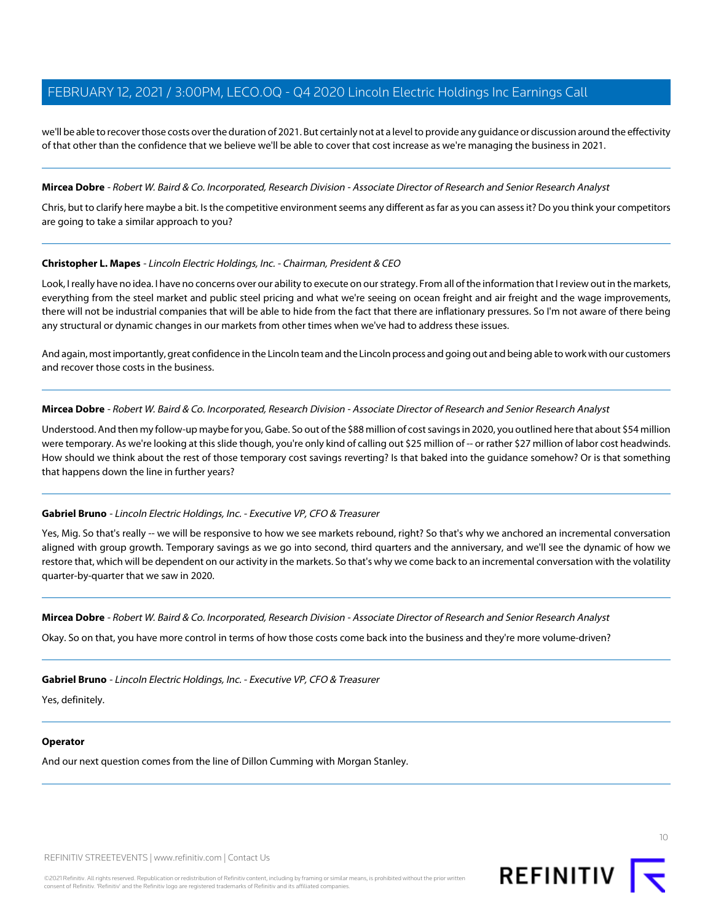we'll be able to recover those costs over the duration of 2021. But certainly not at a level to provide any guidance or discussion around the effectivity of that other than the confidence that we believe we'll be able to cover that cost increase as we're managing the business in 2021.

---

**Mircea Dobre** - *Robert W. Baird & Co. Incorporated, Research Division - Associate Director of Research and Senior Research Analyst*

Chris, but to clarify here maybe a bit. Is the competitive environment seems any different as far as you can assess it? Do you think your competitors are going to take a similar approach to you?

---

**Christopher L. Mapes** - *Lincoln Electric Holdings, Inc. - Chairman, President & CEO*

Look, I really have no idea. I have no concerns over our ability to execute on our strategy. From all of the information that I review out in the markets, everything from the steel market and public steel pricing and what we're seeing on ocean freight and air freight and the wage improvements, there will not be industrial companies that will be able to hide from the fact that there are inflationary pressures. So I'm not aware of there being any structural or dynamic changes in our markets from other times when we've had to address these issues.

And again, most importantly, great confidence in the Lincoln team and the Lincoln process and going out and being able to work with our customers and recover those costs in the business.

---

**Mircea Dobre** - *Robert W. Baird & Co. Incorporated, Research Division - Associate Director of Research and Senior Research Analyst*

Understood. And then my follow-up maybe for you, Gabe. So out of the $88 million of cost savings in 2020, you outlined here that about $54 million were temporary. As we're looking at this slide though, you're only kind of calling out $25 million of -- or rather $27 million of labor cost headwinds. How should we think about the rest of those temporary cost savings reverting? Is that baked into the guidance somehow? Or is that something that happens down the line in further years?

---

**Gabriel Bruno** - *Lincoln Electric Holdings, Inc. - Executive VP, CFO & Treasurer*

Yes, Mig. So that's really -- we will be responsive to how we see markets rebound, right? So that's why we anchored an incremental conversation aligned with group growth. Temporary savings as we go into second, third quarters and the anniversary, and we'll see the dynamic of how we restore that, which will be dependent on our activity in the markets. So that's why we come back to an incremental conversation with the volatility quarter-by-quarter that we saw in 2020.

---

**Mircea Dobre** - *Robert W. Baird & Co. Incorporated, Research Division - Associate Director of Research and Senior Research Analyst*

Okay. So on that, you have more control in terms of how those costs come back into the business and they're more volume-driven?

---

**Gabriel Bruno** - *Lincoln Electric Holdings, Inc. - Executive VP, CFO & Treasurer*

Yes, definitely.

---

**Operator**

And our next question comes from the line of Dillon Cumming with Morgan Stanley.

---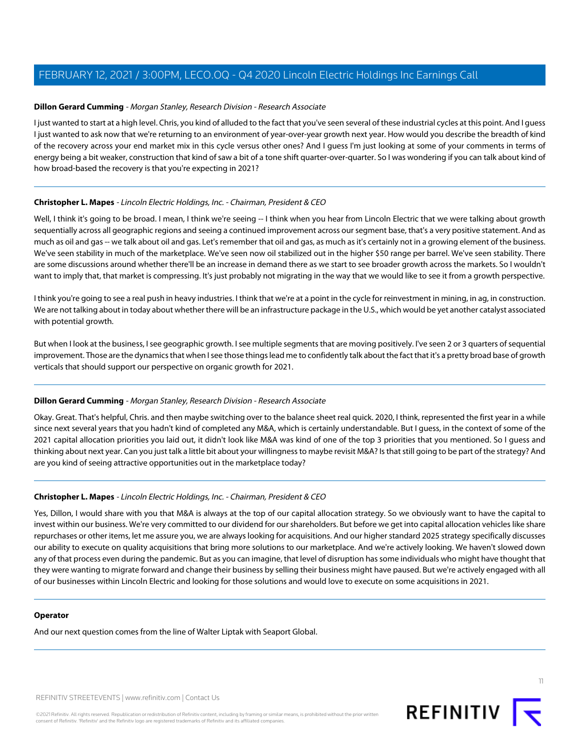**Dillon Gerard Cumming** - *Morgan Stanley, Research Division - Research Associate*

I just wanted to start at a high level. Chris, you kind of alluded to the fact that you've seen several of these industrial cycles at this point. And I guess I just wanted to ask now that we're returning to an environment of year-over-year growth next year. How would you describe the breadth of kind of the recovery across your end market mix in this cycle versus other ones? And I guess I'm just looking at some of your comments in terms of energy being a bit weaker, construction that kind of saw a bit of a tone shift quarter-over-quarter. So I was wondering if you can talk about kind of how broad-based the recovery is that you're expecting in 2021?

---

**Christopher L. Mapes** - *Lincoln Electric Holdings, Inc. - Chairman, President & CEO*

Well, I think it's going to be broad. I mean, I think we're seeing -- I think when you hear from Lincoln Electric that we were talking about growth sequentially across all geographic regions and seeing a continued improvement across our segment base, that's a very positive statement. And as much as oil and gas -- we talk about oil and gas. Let's remember that oil and gas, as much as it's certainly not in a growing element of the business. We've seen stability in much of the marketplace. We've seen now oil stabilized out in the higher $50 range per barrel. We've seen stability. There are some discussions around whether there'll be an increase in demand there as we start to see broader growth across the markets. So I wouldn't want to imply that, that market is compressing. It's just probably not migrating in the way that we would like to see it from a growth perspective.

I think you're going to see a real push in heavy industries. I think that we're at a point in the cycle for reinvestment in mining, in ag, in construction. We are not talking about in today about whether there will be an infrastructure package in the U.S., which would be yet another catalyst associated with potential growth.

But when I look at the business, I see geographic growth. I see multiple segments that are moving positively. I've seen 2 or 3 quarters of sequential improvement. Those are the dynamics that when I see those things lead me to confidently talk about the fact that it's a pretty broad base of growth verticals that should support our perspective on organic growth for 2021.

---

**Dillon Gerard Cumming** - *Morgan Stanley, Research Division - Research Associate*

Okay. Great. That's helpful, Chris. and then maybe switching over to the balance sheet real quick. 2020, I think, represented the first year in a while since next several years that you hadn't kind of completed any M&A, which is certainly understandable. But I guess, in the context of some of the 2021 capital allocation priorities you laid out, it didn't look like M&A was kind of one of the top 3 priorities that you mentioned. So I guess and thinking about next year. Can you just talk a little bit about your willingness to maybe revisit M&A? Is that still going to be part of the strategy? And are you kind of seeing attractive opportunities out in the marketplace today?

---

**Christopher L. Mapes** - *Lincoln Electric Holdings, Inc. - Chairman, President & CEO*

Yes, Dillon, I would share with you that M&A is always at the top of our capital allocation strategy. So we obviously want to have the capital to invest within our business. We're very committed to our dividend for our shareholders. But before we get into capital allocation vehicles like share repurchases or other items, let me assure you, we are always looking for acquisitions. And our higher standard 2025 strategy specifically discusses our ability to execute on quality acquisitions that bring more solutions to our marketplace. And we're actively looking. We haven't slowed down any of that process even during the pandemic. But as you can imagine, that level of disruption has some individuals who might have thought that they were wanting to migrate forward and change their business by selling their business might have paused. But we're actively engaged with all of our businesses within Lincoln Electric and looking for those solutions and would love to execute on some acquisitions in 2021.

---

**Operator**

And our next question comes from the line of Walter Liptak with Seaport Global.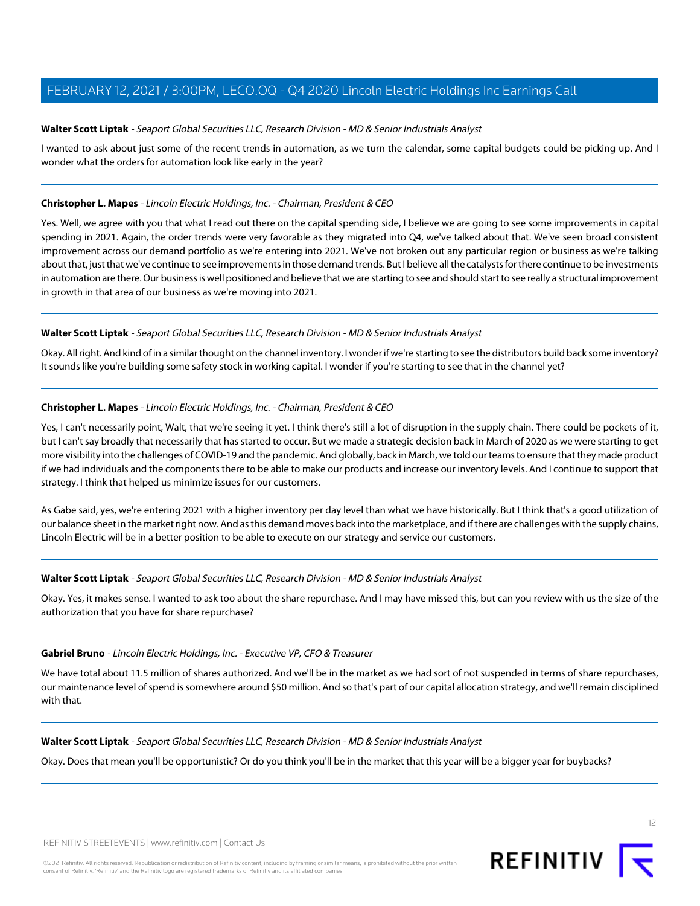**Walter Scott Liptak** - *Seaport Global Securities LLC, Research Division - MD & Senior Industrials Analyst*

I wanted to ask about just some of the recent trends in automation, as we turn the calendar, some capital budgets could be picking up. And I wonder what the orders for automation look like early in the year?

---

**Christopher L. Mapes** - *Lincoln Electric Holdings, Inc. - Chairman, President & CEO*

Yes. Well, we agree with you that what I read out there on the capital spending side, I believe we are going to see some improvements in capital spending in 2021. Again, the order trends were very favorable as they migrated into Q4, we've talked about that. We've seen broad consistent improvement across our demand portfolio as we're entering into 2021. We've not broken out any particular region or business as we're talking about that, just that we've continue to see improvements in those demand trends. But I believe all the catalysts for there continue to be investments in automation are there. Our business is well positioned and believe that we are starting to see and should start to see really a structural improvement in growth in that area of our business as we're moving into 2021.

---

**Walter Scott Liptak** - *Seaport Global Securities LLC, Research Division - MD & Senior Industrials Analyst*

Okay. All right. And kind of in a similar thought on the channel inventory. I wonder if we're starting to see the distributors build back some inventory? It sounds like you're building some safety stock in working capital. I wonder if you're starting to see that in the channel yet?

---

**Christopher L. Mapes** - *Lincoln Electric Holdings, Inc. - Chairman, President & CEO*

Yes, I can't necessarily point, Walt, that we're seeing it yet. I think there's still a lot of disruption in the supply chain. There could be pockets of it, but I can't say broadly that necessarily that has started to occur. But we made a strategic decision back in March of 2020 as we were starting to get more visibility into the challenges of COVID-19 and the pandemic. And globally, back in March, we told our teams to ensure that they made product if we had individuals and the components there to be able to make our products and increase our inventory levels. And I continue to support that strategy. I think that helped us minimize issues for our customers.

As Gabe said, yes, we're entering 2021 with a higher inventory per day level than what we have historically. But I think that's a good utilization of our balance sheet in the market right now. And as this demand moves back into the marketplace, and if there are challenges with the supply chains, Lincoln Electric will be in a better position to be able to execute on our strategy and service our customers.

---

**Walter Scott Liptak** - *Seaport Global Securities LLC, Research Division - MD & Senior Industrials Analyst*

Okay. Yes, it makes sense. I wanted to ask too about the share repurchase. And I may have missed this, but can you review with us the size of the authorization that you have for share repurchase?

---

**Gabriel Bruno** - *Lincoln Electric Holdings, Inc. - Executive VP, CFO & Treasurer*

We have total about 11.5 million of shares authorized. And we'll be in the market as we had sort of not suspended in terms of share repurchases, our maintenance level of spend is somewhere around $50 million. And so that's part of our capital allocation strategy, and we'll remain disciplined with that.

---

**Walter Scott Liptak** - *Seaport Global Securities LLC, Research Division - MD & Senior Industrials Analyst*

Okay. Does that mean you'll be opportunistic? Or do you think you'll be in the market that this year will be a bigger year for buybacks?

---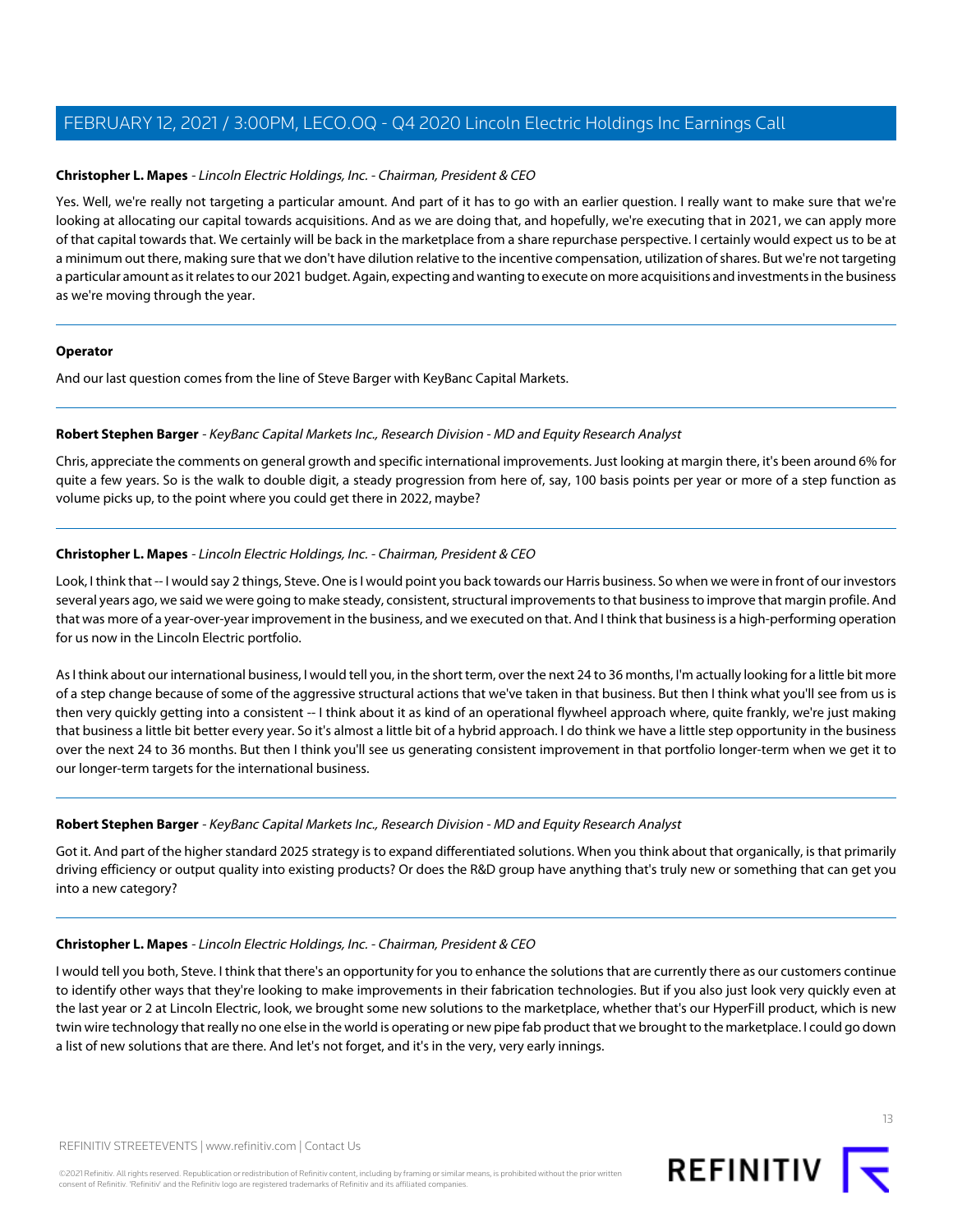**Christopher L. Mapes** - *Lincoln Electric Holdings, Inc. - Chairman, President & CEO*

Yes. Well, we're really not targeting a particular amount. And part of it has to go with an earlier question. I really want to make sure that we're looking at allocating our capital towards acquisitions. And as we are doing that, and hopefully, we're executing that in 2021, we can apply more of that capital towards that. We certainly will be back in the marketplace from a share repurchase perspective. I certainly would expect us to be at a minimum out there, making sure that we don't have dilution relative to the incentive compensation, utilization of shares. But we're not targeting a particular amount as it relates to our 2021 budget. Again, expecting and wanting to execute on more acquisitions and investments in the business as we're moving through the year.

---

**Operator**

And our last question comes from the line of Steve Barger with KeyBanc Capital Markets.

---

**Robert Stephen Barger** - *KeyBanc Capital Markets Inc., Research Division - MD and Equity Research Analyst*

Chris, appreciate the comments on general growth and specific international improvements. Just looking at margin there, it's been around 6% for quite a few years. So is the walk to double digit, a steady progression from here of, say, 100 basis points per year or more of a step function as volume picks up, to the point where you could get there in 2022, maybe?

---

**Christopher L. Mapes** - *Lincoln Electric Holdings, Inc. - Chairman, President & CEO*

Look, I think that -- I would say 2 things, Steve. One is I would point you back towards our Harris business. So when we were in front of our investors several years ago, we said we were going to make steady, consistent, structural improvements to that business to improve that margin profile. And that was more of a year-over-year improvement in the business, and we executed on that. And I think that business is a high-performing operation for us now in the Lincoln Electric portfolio.

As I think about our international business, I would tell you, in the short term, over the next 24 to 36 months, I'm actually looking for a little bit more of a step change because of some of the aggressive structural actions that we've taken in that business. But then I think what you'll see from us is then very quickly getting into a consistent -- I think about it as kind of an operational flywheel approach where, quite frankly, we're just making that business a little bit better every year. So it's almost a little bit of a hybrid approach. I do think we have a little step opportunity in the business over the next 24 to 36 months. But then I think you'll see us generating consistent improvement in that portfolio longer-term when we get it to our longer-term targets for the international business.

---

**Robert Stephen Barger** - *KeyBanc Capital Markets Inc., Research Division - MD and Equity Research Analyst*

Got it. And part of the higher standard 2025 strategy is to expand differentiated solutions. When you think about that organically, is that primarily driving efficiency or output quality into existing products? Or does the R&D group have anything that's truly new or something that can get you into a new category?

---

**Christopher L. Mapes** - *Lincoln Electric Holdings, Inc. - Chairman, President & CEO*

I would tell you both, Steve. I think that there's an opportunity for you to enhance the solutions that are currently there as our customers continue to identify other ways that they're looking to make improvements in their fabrication technologies. But if you also just look very quickly even at the last year or 2 at Lincoln Electric, look, we brought some new solutions to the marketplace, whether that's our HyperFill product, which is new twin wire technology that really no one else in the world is operating or new pipe fab product that we brought to the marketplace. I could go down a list of new solutions that are there. And let's not forget, and it's in the very, very early innings.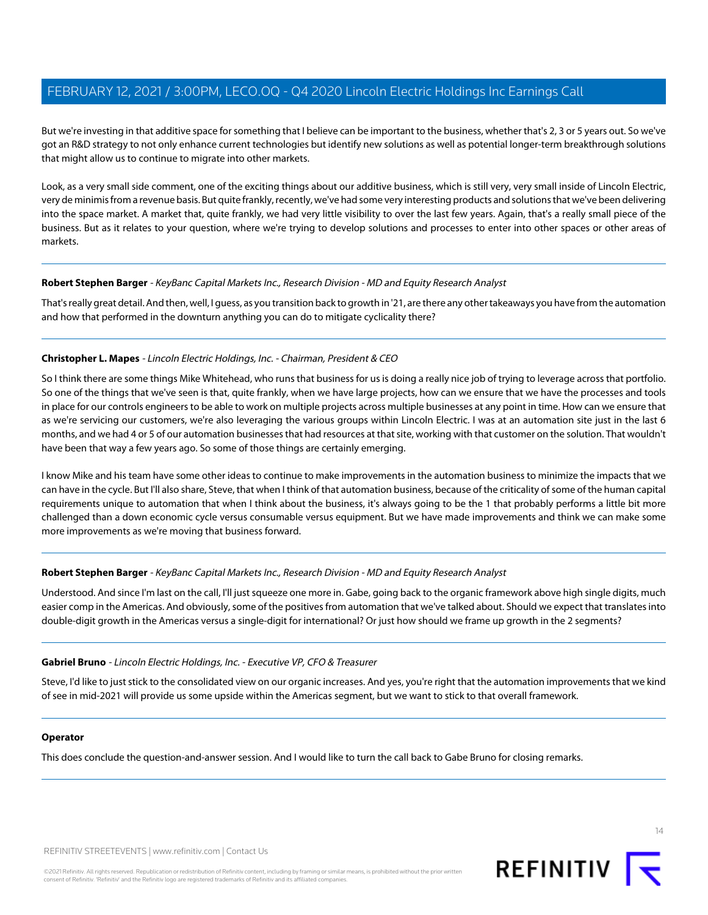But we're investing in that additive space for something that I believe can be important to the business, whether that's 2, 3 or 5 years out. So we've got an R&D strategy to not only enhance current technologies but identify new solutions as well as potential longer-term breakthrough solutions that might allow us to continue to migrate into other markets.

Look, as a very small side comment, one of the exciting things about our additive business, which is still very, very small inside of Lincoln Electric, very de minimis from a revenue basis. But quite frankly, recently, we've had some very interesting products and solutions that we've been delivering into the space market. A market that, quite frankly, we had very little visibility to over the last few years. Again, that's a really small piece of the business. But as it relates to your question, where we're trying to develop solutions and processes to enter into other spaces or other areas of markets.

---

**Robert Stephen Barger** - *KeyBanc Capital Markets Inc., Research Division - MD and Equity Research Analyst*

That's really great detail. And then, well, I guess, as you transition back to growth in '21, are there any other takeaways you have from the automation and how that performed in the downturn anything you can do to mitigate cyclicality there?

---

**Christopher L. Mapes** - *Lincoln Electric Holdings, Inc. - Chairman, President & CEO*

So I think there are some things Mike Whitehead, who runs that business for us is doing a really nice job of trying to leverage across that portfolio. So one of the things that we've seen is that, quite frankly, when we have large projects, how can we ensure that we have the processes and tools in place for our controls engineers to be able to work on multiple projects across multiple businesses at any point in time. How can we ensure that as we're servicing our customers, we're also leveraging the various groups within Lincoln Electric. I was at an automation site just in the last 6 months, and we had 4 or 5 of our automation businesses that had resources at that site, working with that customer on the solution. That wouldn't have been that way a few years ago. So some of those things are certainly emerging.

I know Mike and his team have some other ideas to continue to make improvements in the automation business to minimize the impacts that we can have in the cycle. But I'll also share, Steve, that when I think of that automation business, because of the criticality of some of the human capital requirements unique to automation that when I think about the business, it's always going to be the 1 that probably performs a little bit more challenged than a down economic cycle versus consumable versus equipment. But we have made improvements and think we can make some more improvements as we're moving that business forward.

---

**Robert Stephen Barger** - *KeyBanc Capital Markets Inc., Research Division - MD and Equity Research Analyst*

Understood. And since I'm last on the call, I'll just squeeze one more in. Gabe, going back to the organic framework above high single digits, much easier comp in the Americas. And obviously, some of the positives from automation that we've talked about. Should we expect that translates into double-digit growth in the Americas versus a single-digit for international? Or just how should we frame up growth in the 2 segments?

---

**Gabriel Bruno** - *Lincoln Electric Holdings, Inc. - Executive VP, CFO & Treasurer*

Steve, I'd like to just stick to the consolidated view on our organic increases. And yes, you're right that the automation improvements that we kind of see in mid-2021 will provide us some upside within the Americas segment, but we want to stick to that overall framework.

---

**Operator**

This does conclude the question-and-answer session. And I would like to turn the call back to Gabe Bruno for closing remarks.

---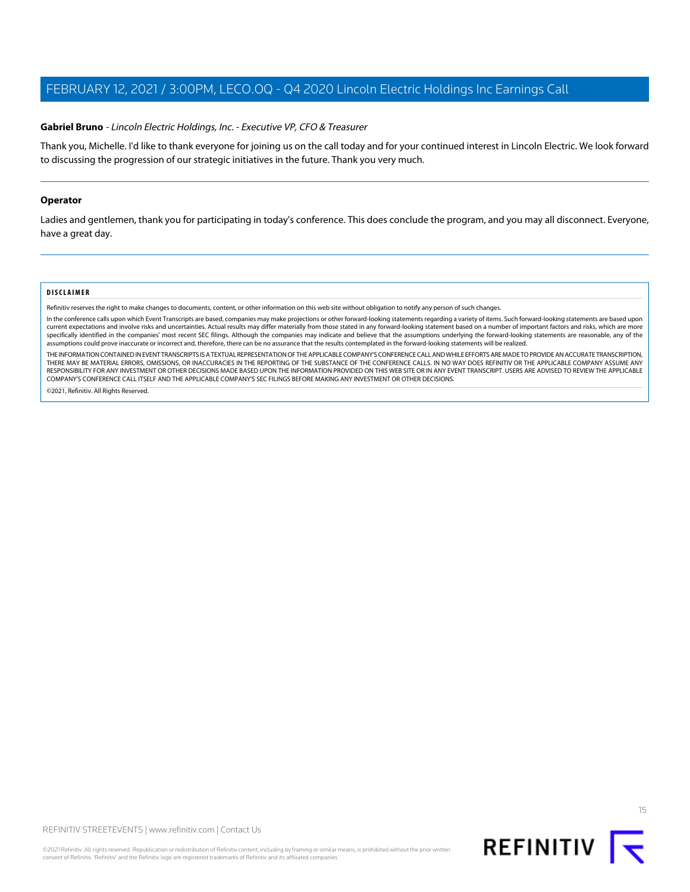**Gabriel Bruno** - *Lincoln Electric Holdings, Inc. - Executive VP, CFO & Treasurer*

Thank you, Michelle. I'd like to thank everyone for joining us on the call today and for your continued interest in Lincoln Electric. We look forward to discussing the progression of our strategic initiatives in the future. Thank you very much.

---

**Operator**

Ladies and gentlemen, thank you for participating in today's conference. This does conclude the program, and you may all disconnect. Everyone, have a great day.

---

**DISCLAIMER**

Refinitiv reserves the right to make changes to documents, content, or other information on this web site without obligation to notify any person of such changes.

In the conference calls upon which Event Transcripts are based, companies may make projections or other forward-looking statements regarding a variety of items. Such forward-looking statements are based upon current expectations and involve risks and uncertainties. Actual results may differ materially from those stated in any forward-looking statement based on a number of important factors and risks, which are more specifically identified in the companies' most recent SEC filings. Although the companies may indicate and believe that the assumptions underlying the forward-looking statements are reasonable, any of the assumptions could prove inaccurate or incorrect and, therefore, there can be no assurance that the results contemplated in the forward-looking statements will be realized.

THE INFORMATION CONTAINED IN EVENT TRANSCRIPTS IS A TEXTUAL REPRESENTATION OF THE APPLICABLE COMPANY'S CONFERENCE CALL AND WHILE EFFORTS ARE MADE TO PROVIDE AN ACCURATE TRANSCRIPTION, THERE MAY BE MATERIAL ERRORS, OMISSIONS, OR INACCURACIES IN THE REPORTING OF THE SUBSTANCE OF THE CONFERENCE CALLS. IN NO WAY DOES REFINITIV OR THE APPLICABLE COMPANY ASSUME ANY RESPONSIBILITY FOR ANY INVESTMENT OR OTHER DECISIONS MADE BASED UPON THE INFORMATION PROVIDED ON THIS WEB SITE OR IN ANY EVENT TRANSCRIPT. USERS ARE ADVISED TO REVIEW THE APPLICABLE COMPANY'S CONFERENCE CALL ITSELF AND THE APPLICABLE COMPANY'S SEC FILINGS BEFORE MAKING ANY INVESTMENT OR OTHER DECISIONS.

©2021, Refinitiv. All Rights Reserved.